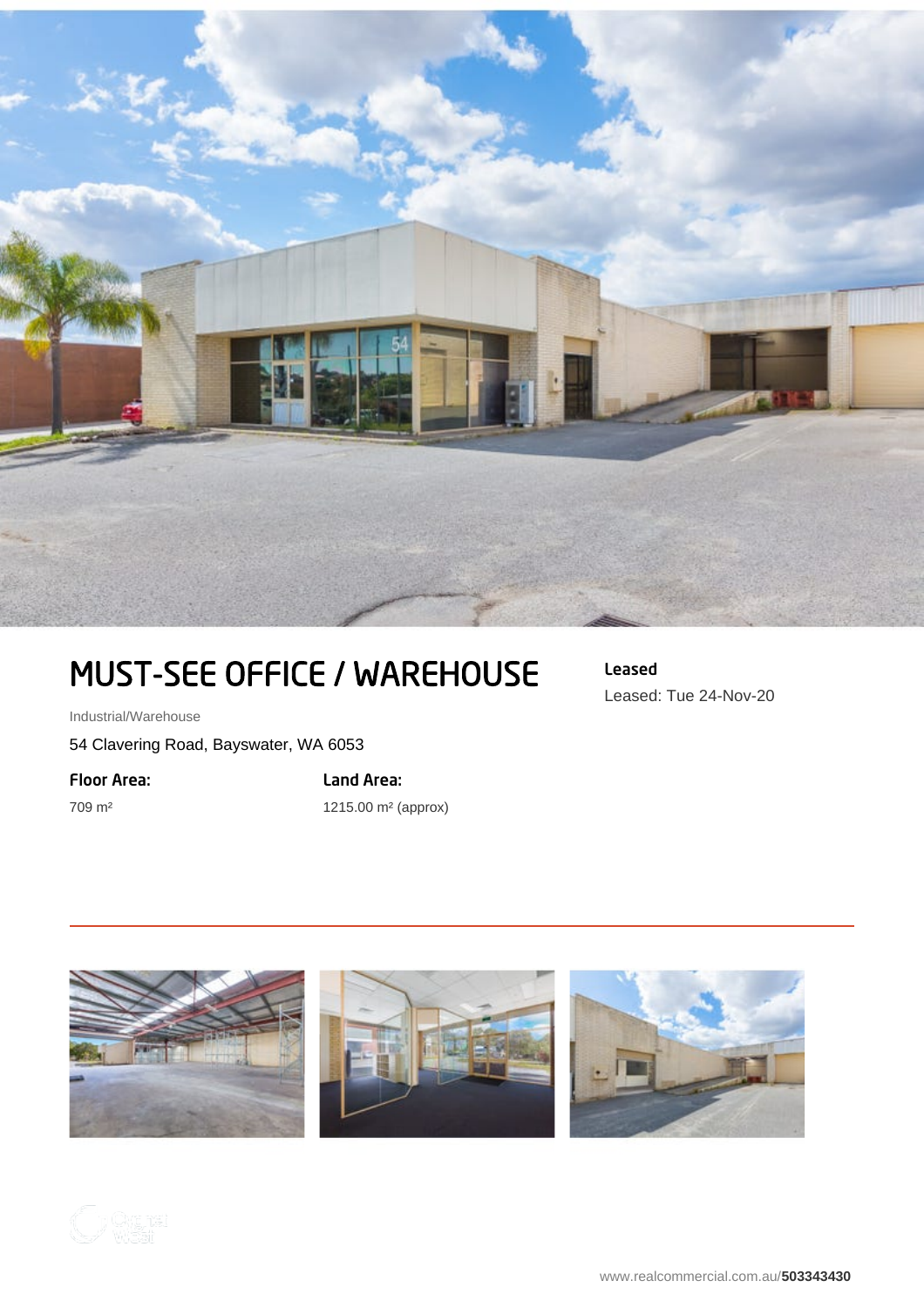# MUST-SEE OFFICE / WAREHOUSE

Industrial/Warehouse

54 Clavering Road, Bayswater, WA 6053

**Floor Area:**

709 m²

**Land Area:**

1215.00 m² (approx)

**Leased**

Leased: Tue 24-Nov-20

www.realcommercial.com.au/**503343430**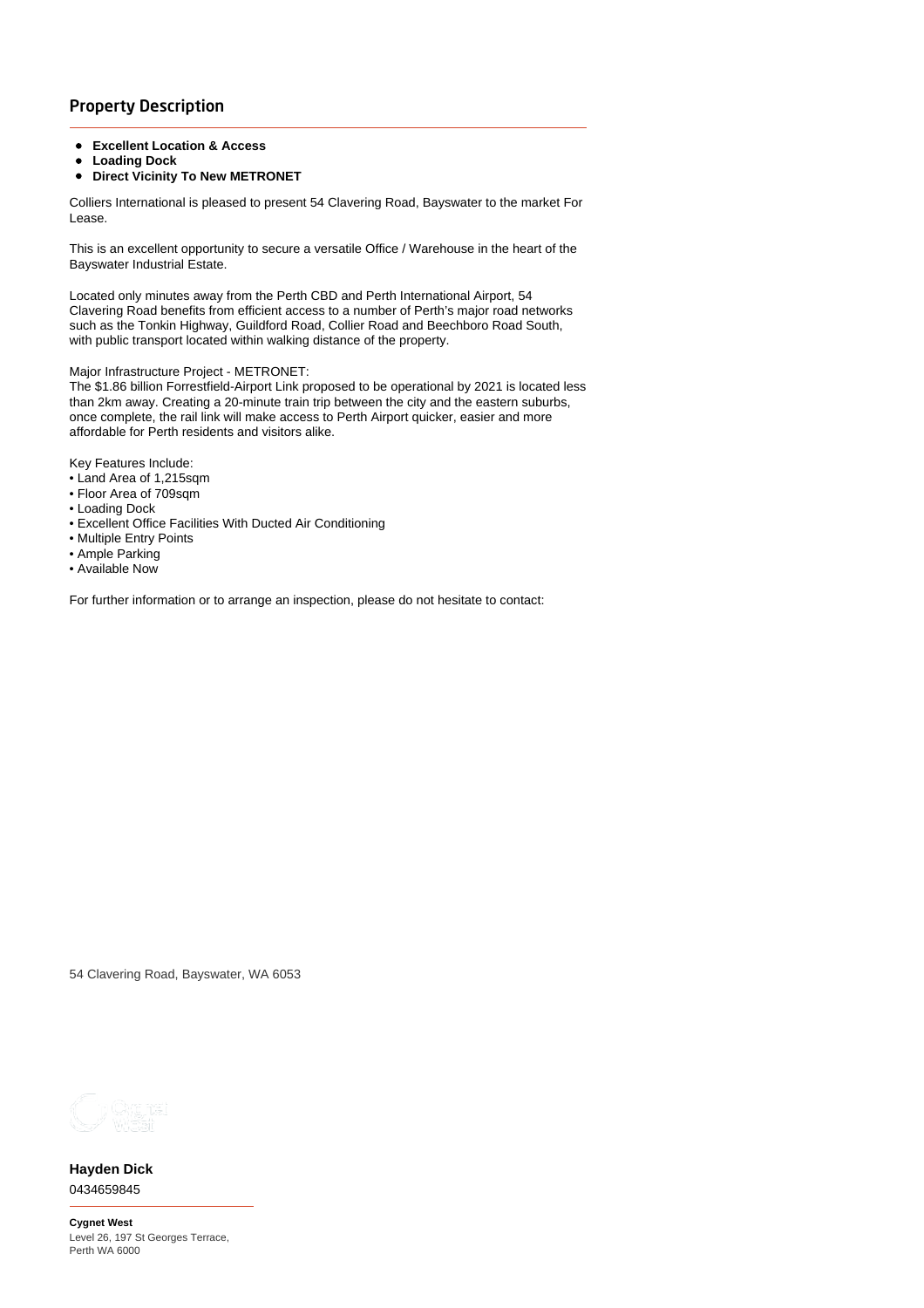## Property Description

- **Excellent Location & Access**
- **Loading Dock**
- **Direct Vicinity To New METRONET**

Colliers International is pleased to present 54 Clavering Road, Bayswater to the market For Lease.

This is an excellent opportunity to secure a versatile Office / Warehouse in the heart of the Bayswater Industrial Estate.

Located only minutes away from the Perth CBD and Perth International Airport, 54 Clavering Road benefits from efficient access to a number of Perth's major road networks such as the Tonkin Highway, Guildford Road, Collier Road and Beechboro Road South, with public transport located within walking distance of the property.

Major Infrastructure Project - METRONET:
The $1.86 billion Forrestfield-Airport Link proposed to be operational by 2021 is located less than 2km away. Creating a 20-minute train trip between the city and the eastern suburbs, once complete, the rail link will make access to Perth Airport quicker, easier and more affordable for Perth residents and visitors alike.

Key Features Include:
- Land Area of 1,215sqm
- Floor Area of 709sqm
- Loading Dock
- Excellent Office Facilities With Ducted Air Conditioning
- Multiple Entry Points
- Ample Parking
- Available Now

For further information or to arrange an inspection, please do not hesitate to contact:

54 Clavering Road, Bayswater, WA 6053

**Hayden Dick**
0434659845

**Cygnet West**
Level 26, 197 St Georges Terrace,
Perth WA 6000